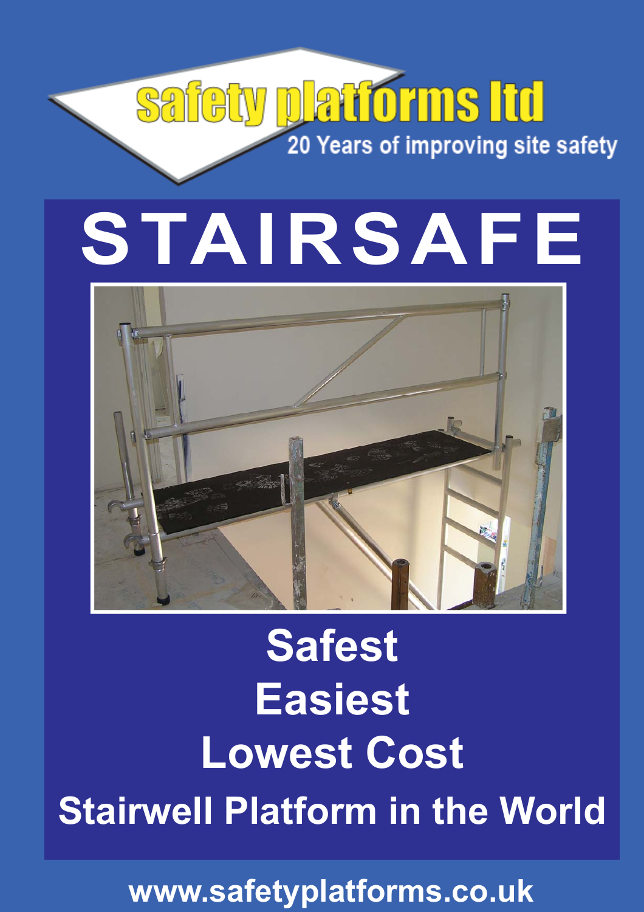safety platforms ltd

20 Years of improving site safety

# STAIRSAFE

**Safest**

**Easiest**

**Lowest Cost**

**Stairwell Platform in the World**

**www.safetyplatforms.co.uk**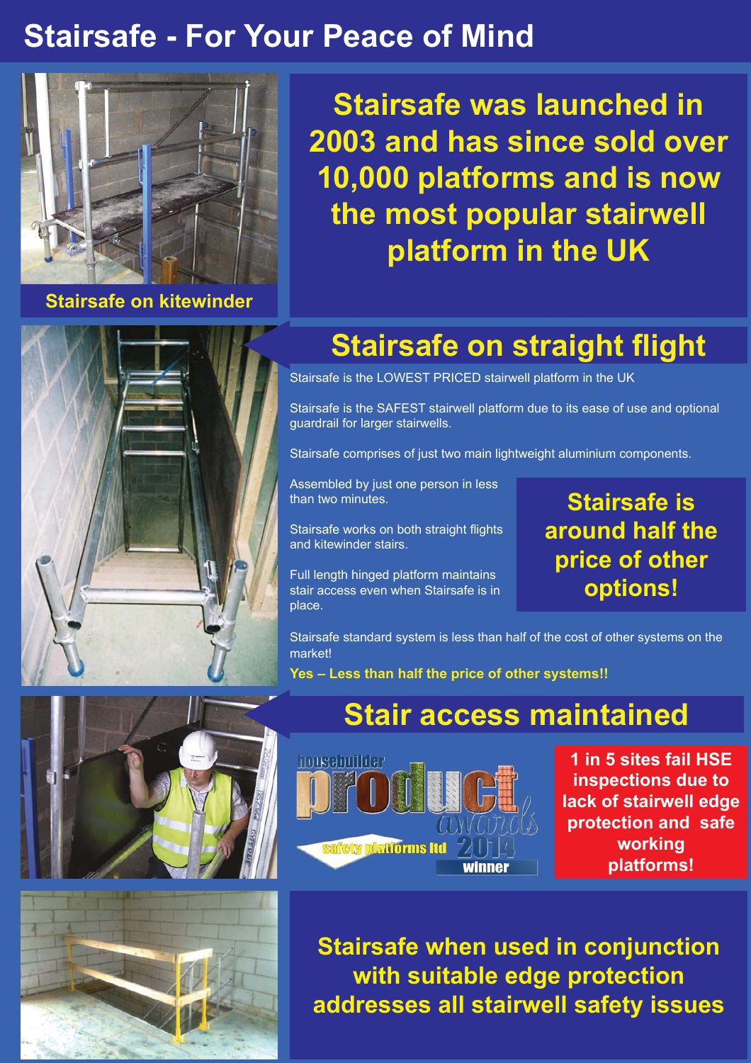# Stairsafe - For Your Peace of Mind

Stairsafe on kitewinder

**Stairsafe was launched in 2003 and has since sold over 10,000 platforms and is now the most popular stairwell platform in the UK**

## Stairsafe on straight flight

Stairsafe is the LOWEST PRICED stairwell platform in the UK

Stairsafe is the SAFEST stairwell platform due to its ease of use and optional guardrail for larger stairwells.

Stairsafe comprises of just two main lightweight aluminium components.

Assembled by just one person in less than two minutes.

Stairsafe works on both straight flights and kitewinder stairs.

Full length hinged platform maintains stair access even when Stairsafe is in place.

**Stairsafe is around half the price of other options!**

Stairsafe standard system is less than half of the cost of other systems on the market!

**Yes – Less than half the price of other systems!!**

## Stair access maintained

housebuilder product awards 2014 safety platforms ltd winner

**1 in 5 sites fail HSE inspections due to lack of stairwell edge protection and safe working platforms!**

**Stairsafe when used in conjunction with suitable edge protection addresses all stairwell safety issues**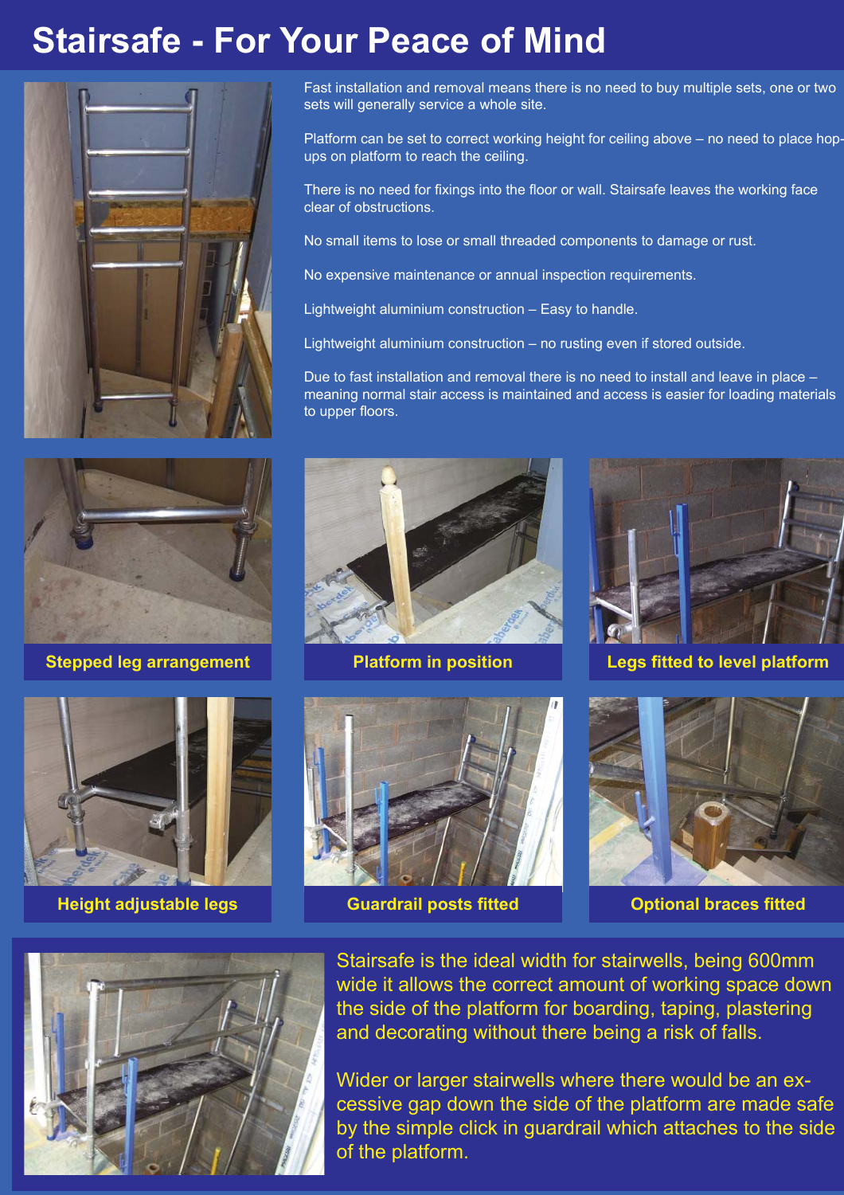# Stairsafe - For Your Peace of Mind

Fast installation and removal means there is no need to buy multiple sets, one or two sets will generally service a whole site.

Platform can be set to correct working height for ceiling above – no need to place hop-ups on platform to reach the ceiling.

There is no need for fixings into the floor or wall. Stairsafe leaves the working face clear of obstructions.

No small items to lose or small threaded components to damage or rust.

No expensive maintenance or annual inspection requirements.

Lightweight aluminium construction – Easy to handle.

Lightweight aluminium construction – no rusting even if stored outside.

Due to fast installation and removal there is no need to install and leave in place – meaning normal stair access is maintained and access is easier for loading materials to upper floors.

**Stepped leg arrangement**

**Platform in position**

**Legs fitted to level platform**

**Height adjustable legs**

**Guardrail posts fitted**

**Optional braces fitted**

Stairsafe is the ideal width for stairwells, being 600mm wide it allows the correct amount of working space down the side of the platform for boarding, taping, plastering and decorating without there being a risk of falls.

Wider or larger stairwells where there would be an excessive gap down the side of the platform are made safe by the simple click in guardrail which attaches to the side of the platform.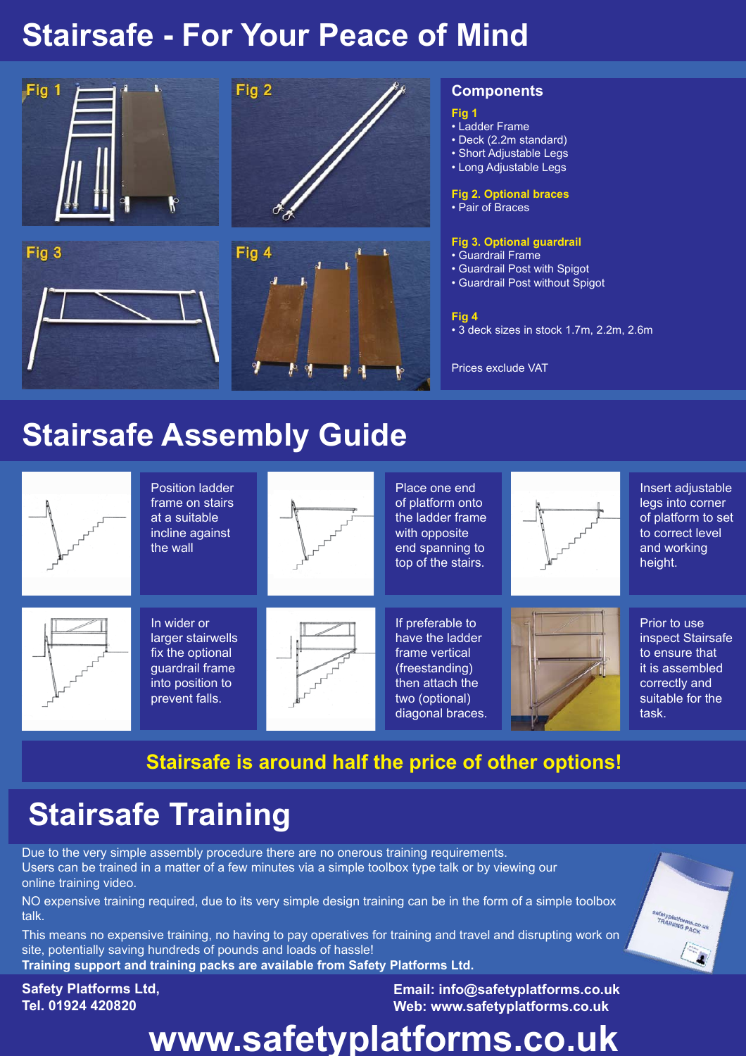# Stairsafe - For Your Peace of Mind

Fig 1

Fig 2

Fig 3

Fig 4

## Components

**Fig 1**
- Ladder Frame
- Deck (2.2m standard)
- Short Adjustable Legs
- Long Adjustable Legs

**Fig 2. Optional braces**
- Pair of Braces

**Fig 3. Optional guardrail**
- Guardrail Frame
- Guardrail Post with Spigot
- Guardrail Post without Spigot

**Fig 4**
- 3 deck sizes in stock 1.7m, 2.2m, 2.6m

Prices exclude VAT

# Stairsafe Assembly Guide

Position ladder frame on stairs at a suitable incline against the wall

Place one end of platform onto the ladder frame with opposite end spanning to top of the stairs.

Insert adjustable legs into corner of platform to set to correct level and working height.

In wider or larger stairwells fix the optional guardrail frame into position to prevent falls.

If preferable to have the ladder frame vertical (freestanding) then attach the two (optional) diagonal braces.

Prior to use inspect Stairsafe to ensure that it is assembled correctly and suitable for the task.

**Stairsafe is around half the price of other options!**

# Stairsafe Training

Due to the very simple assembly procedure there are no onerous training requirements. Users can be trained in a matter of a few minutes via a simple toolbox type talk or by viewing our online training video.

NO expensive training required, due to its very simple design training can be in the form of a simple toolbox talk.

This means no expensive training, no having to pay operatives for training and travel and disrupting work on site, potentially saving hundreds of pounds and loads of hassle!
**Training support and training packs are available from Safety Platforms Ltd.**

**Safety Platforms Ltd,**
**Tel. 01924 420820**

**Email: info@safetyplatforms.co.uk**
**Web: www.safetyplatforms.co.uk**

# www.safetyplatforms.co.uk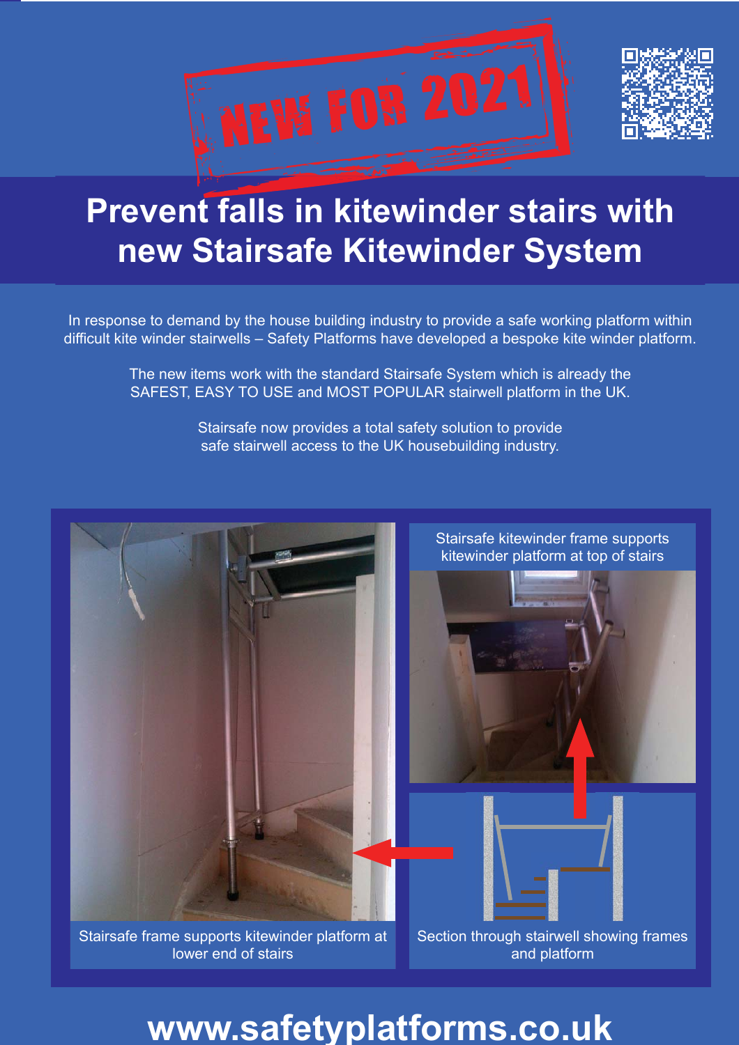NEW FOR 2021

# Prevent falls in kitewinder stairs with new Stairsafe Kitewinder System

In response to demand by the house building industry to provide a safe working platform within difficult kite winder stairwells – Safety Platforms have developed a bespoke kite winder platform.

The new items work with the standard Stairsafe System which is already the SAFEST, EASY TO USE and MOST POPULAR stairwell platform in the UK.

Stairsafe now provides a total safety solution to provide safe stairwell access to the UK housebuilding industry.

Stairsafe kitewinder frame supports kitewinder platform at top of stairs

Stairsafe frame supports kitewinder platform at lower end of stairs

Section through stairwell showing frames and platform

## www.safetyplatforms.co.uk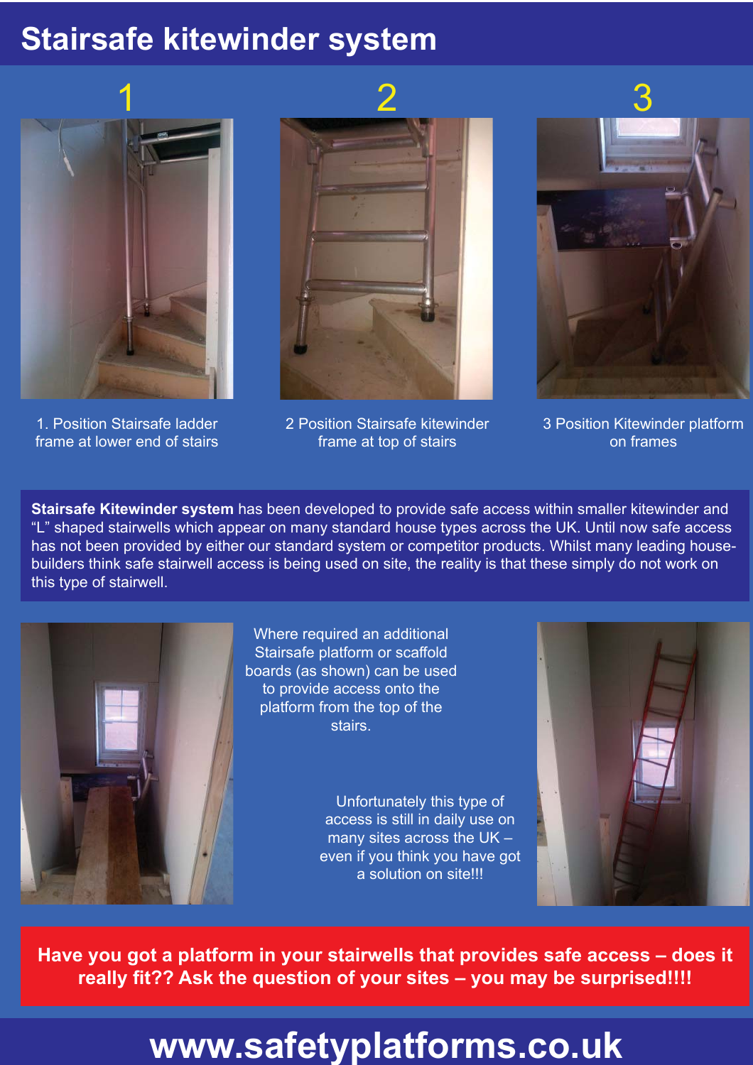# Stairsafe kitewinder system

1

2

3

1. Position Stairsafe ladder frame at lower end of stairs

2 Position Stairsafe kitewinder frame at top of stairs

3 Position Kitewinder platform on frames

**Stairsafe Kitewinder system** has been developed to provide safe access within smaller kitewinder and "L" shaped stairwells which appear on many standard house types across the UK. Until now safe access has not been provided by either our standard system or competitor products. Whilst many leading house-builders think safe stairwell access is being used on site, the reality is that these simply do not work on this type of stairwell.

Where required an additional Stairsafe platform or scaffold boards (as shown) can be used to provide access onto the platform from the top of the stairs.

Unfortunately this type of access is still in daily use on many sites across the UK – even if you think you have got a solution on site!!!

**Have you got a platform in your stairwells that provides safe access – does it really fit?? Ask the question of your sites – you may be surprised!!!!**

## www.safetyplatforms.co.uk